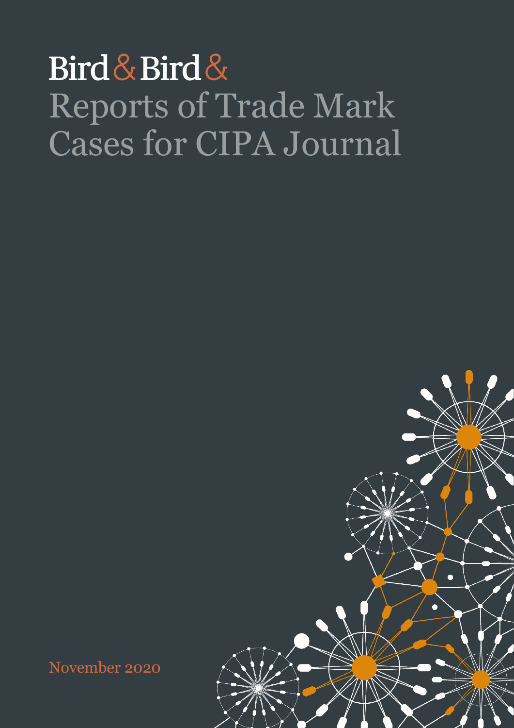Bird & Bird

# Reports of Trade Mark Cases for CIPA Journal

November 2020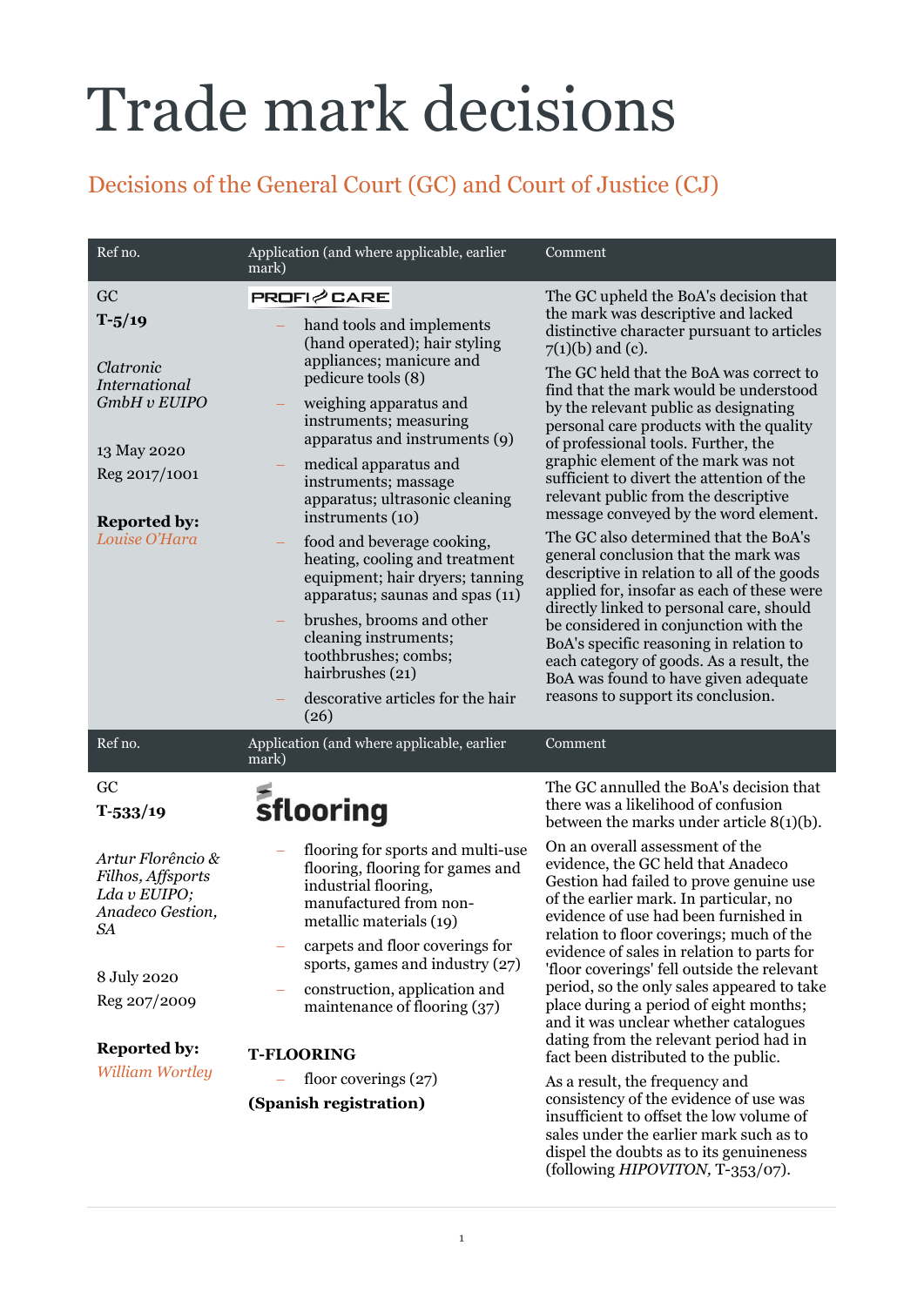# Trade mark decisions

## Decisions of the General Court (GC) and Court of Justice (CJ)

| Ref no. | Application (and where applicable, earlier mark) | Comment |
|---|---|---|
| GC<br>**T-5/19**<br><br>*Clatronic International GmbH v EUIPO*<br><br>13 May 2020<br>Reg 2017/1001<br><br>**Reported by:**<br>*Louise O'Hara* | PROFI CARE<br><br>– hand tools and implements (hand operated); hair styling appliances; manicure and pedicure tools (8)<br>– weighing apparatus and instruments; measuring apparatus and instruments (9)<br>– medical apparatus and instruments; massage apparatus; ultrasonic cleaning instruments (10)<br>– food and beverage cooking, heating, cooling and treatment equipment; hair dryers; tanning apparatus; saunas and spas (11)<br>– brushes, brooms and other cleaning instruments; toothbrushes; combs; hairbrushes (21)<br>– descorative articles for the hair (26) | The GC upheld the BoA's decision that the mark was descriptive and lacked distinctive character pursuant to articles 7(1)(b) and (c).<br><br>The GC held that the BoA was correct to find that the mark would be understood by the relevant public as designating personal care products with the quality of professional tools. Further, the graphic element of the mark was not sufficient to divert the attention of the relevant public from the descriptive message conveyed by the word element.<br><br>The GC also determined that the BoA's general conclusion that the mark was descriptive in relation to all of the goods applied for, insofar as each of these were directly linked to personal care, should be considered in conjunction with the BoA's specific reasoning in relation to each category of goods. As a result, the BoA was found to have given adequate reasons to support its conclusion. |
| GC<br>**T-533/19**<br><br>*Artur Florêncio & Filhos, Affsports Lda v EUIPO; Anadeco Gestion, SA*<br><br>8 July 2020<br>Reg 207/2009<br><br>**Reported by:**<br>*William Wortley* | sflooring<br><br>– flooring for sports and multi-use flooring, flooring for games and industrial flooring, manufactured from non-metallic materials (19)<br>– carpets and floor coverings for sports, games and industry (27)<br>– construction, application and maintenance of flooring (37)<br><br>**T-FLOORING**<br><br>– floor coverings (27)<br><br>**(Spanish registration)** | The GC annulled the BoA's decision that there was a likelihood of confusion between the marks under article 8(1)(b).<br><br>On an overall assessment of the evidence, the GC held that Anadeco Gestion had failed to prove genuine use of the earlier mark. In particular, no evidence of use had been furnished in relation to floor coverings; much of the evidence of sales in relation to parts for 'floor coverings' fell outside the relevant period, so the only sales appeared to take place during a period of eight months; and it was unclear whether catalogues dating from the relevant period had in fact been distributed to the public.<br><br>As a result, the frequency and consistency of the evidence of use was insufficient to offset the low volume of sales under the earlier mark such as to dispel the doubts as to its genuineness (following *HIPOVITON*, T-353/07). |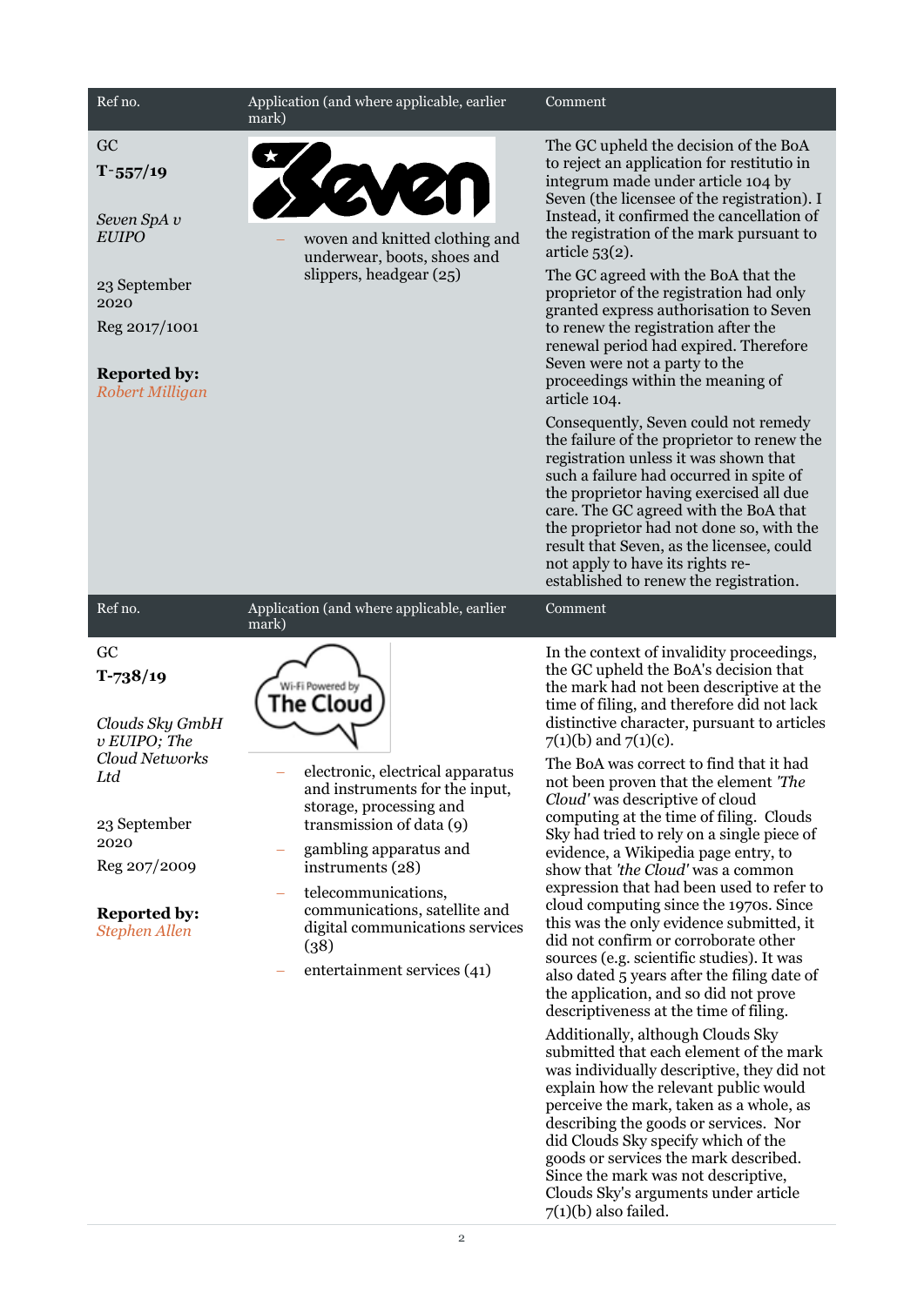| Ref no. | Application (and where applicable, earlier mark) | Comment |
|---|---|---|
| GC<br>**T-557/19**<br><br>*Seven SpA v EUIPO*<br><br>23 September 2020<br>Reg 2017/1001<br><br>**Reporting by:**<br>*Robert Milligan* | – woven and knitted clothing and underwear, boots, shoes and slippers, headgear (25) | The GC upheld the decision of the BoA to reject an application for restitutio in integrum made under article 104 by Seven (the licensee of the registration). I Instead, it confirmed the cancellation of the registration of the mark pursuant to article 53(2).<br><br>The GC agreed with the BoA that the proprietor of the registration had only granted express authorisation to Seven to renew the registration after the renewal period had expired. Therefore Seven were not a party to the proceedings within the meaning of article 104.<br><br>Consequently, Seven could not remedy the failure of the proprietor to renew the registration unless it was shown that such a failure had occurred in spite of the proprietor having exercised all due care. The GC agreed with the BoA that the proprietor had not done so, with the result that Seven, as the licensee, could not apply to have its rights re-established to renew the registration. |

| Ref no. | Application (and where applicable, earlier mark) | Comment |
|---|---|---|
| GC<br>**T-738/19**<br><br>*Clouds Sky GmbH v EUIPO; The Cloud Networks Ltd*<br><br>23 September 2020<br>Reg 207/2009<br><br>**Reported by:**<br>*Stephen Allen* | – electronic, electrical apparatus and instruments for the input, storage, processing and transmission of data (9)<br>– gambling apparatus and instruments (28)<br>– telecommunications, communications, satellite and digital communications services (38)<br>– entertainment services (41) | In the context of invalidity proceedings, the GC upheld the BoA's decision that the mark had not been descriptive at the time of filing, and therefore did not lack distinctive character, pursuant to articles 7(1)(b) and 7(1)(c).<br><br>The BoA was correct to find that it had not been proven that the element *'The Cloud'* was descriptive of cloud computing at the time of filing. Clouds Sky had tried to rely on a single piece of evidence, a Wikipedia page entry, to show that *'the Cloud'* was a common expression that had been used to refer to cloud computing since the 1970s. Since this was the only evidence submitted, it did not confirm or corroborate other sources (e.g. scientific studies). It was also dated 5 years after the filing date of the application, and so did not prove descriptiveness at the time of filing.<br><br>Additionally, although Clouds Sky submitted that each element of the mark was individually descriptive, they did not explain how the relevant public would perceive the mark, taken as a whole, as describing the goods or services. Nor did Clouds Sky specify which of the goods or services the mark described. Since the mark was not descriptive, Clouds Sky's arguments under article 7(1)(b) also failed. |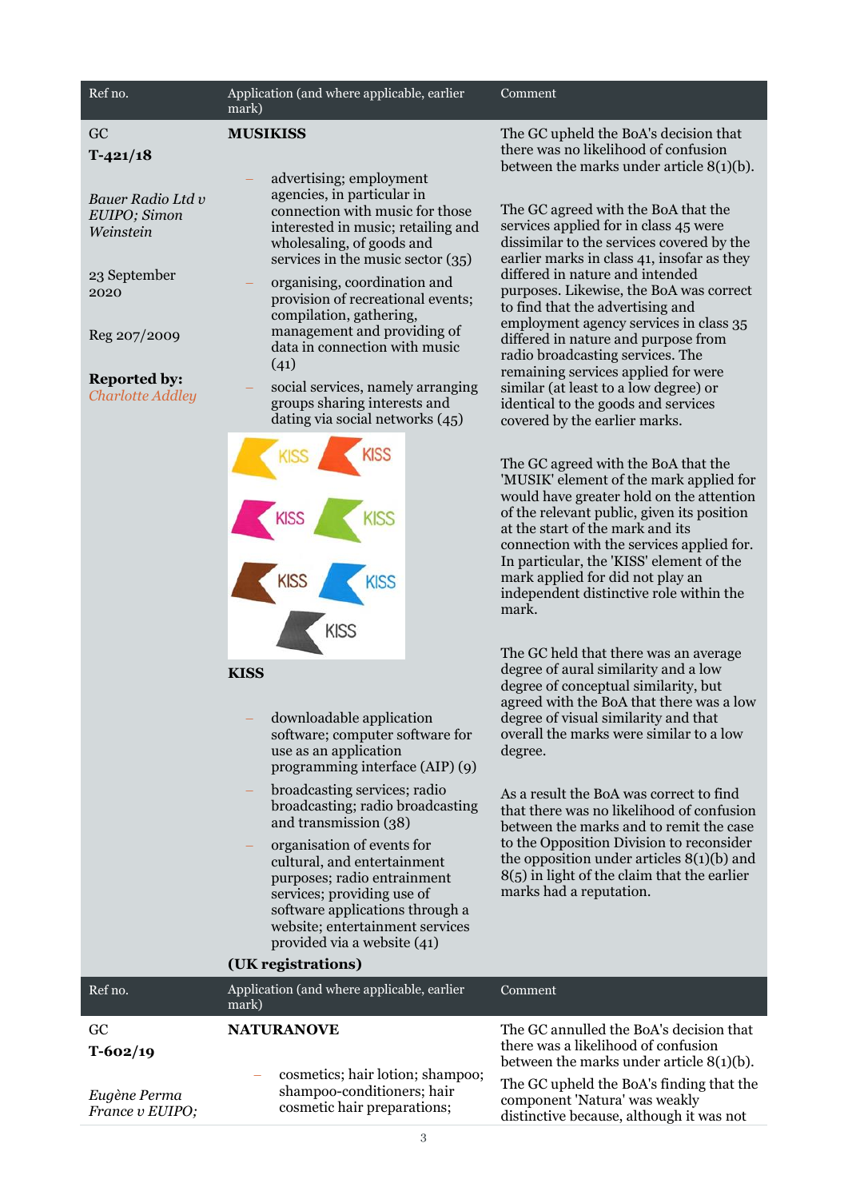| Ref no. | Application (and where applicable, earlier mark) | Comment |
|---|---|---|
| GC<br>**T-421/18**<br><br>*Bauer Radio Ltd v EUIPO; Simon Weinstein*<br><br>23 September 2020<br><br>Reg 207/2009<br><br>**Reported by:** *Charlotte Addley* | **MUSIKISS**<br><br>– advertising; employment agencies, in particular in connection with music for those interested in music; retailing and wholesaling, of goods and services in the music sector (35)<br>– organising, coordination and provision of recreational events; compilation, gathering, management and providing of data in connection with music (41)<br>– social services, namely arranging groups sharing interests and dating via social networks (45)<br><br>KISS KISS KISS KISS KISS KISS KISS<br><br>**KISS**<br><br>– downloadable application software; computer software for use as an application programming interface (AIP) (9)<br>– broadcasting services; radio broadcasting; radio broadcasting and transmission (38)<br>– organisation of events for cultural, and entertainment purposes; radio entrainment services; providing use of software applications through a website; entertainment services provided via a website (41)<br><br>**(UK registrations)** | The GC upheld the BoA's decision that there was no likelihood of confusion between the marks under article 8(1)(b).<br><br>The GC agreed with the BoA that the services applied for in class 45 were dissimilar to the services covered by the earlier marks in class 41, insofar as they differed in nature and intended purposes. Likewise, the BoA was correct to find that the advertising and employment agency services in class 35 differed in nature and purpose from radio broadcasting services. The remaining services applied for were similar (at least to a low degree) or identical to the goods and services covered by the earlier marks.<br><br>The GC agreed with the BoA that the 'MUSIK' element of the mark applied for would have greater hold on the attention of the relevant public, given its position at the start of the mark and its connection with the services applied for. In particular, the 'KISS' element of the mark applied for did not play an independent distinctive role within the mark.<br><br>The GC held that there was an average degree of aural similarity and a low degree of conceptual similarity, but agreed with the BoA that there was a low degree of visual similarity and that overall the marks were similar to a low degree.<br><br>As a result the BoA was correct to find that there was no likelihood of confusion between the marks and to remit the case to the Opposition Division to reconsider the opposition under articles 8(1)(b) and 8(5) in light of the claim that the earlier marks had a reputation. |

| Ref no. | Application (and where applicable, earlier mark) | Comment |
|---|---|---|
| GC<br>**T-602/19**<br><br>*Eugène Perma France v EUIPO;* | **NATURANOVE**<br><br>– cosmetics; hair lotion; shampoo; shampoo-conditioners; hair cosmetic hair preparations; | The GC annulled the BoA's decision that there was a likelihood of confusion between the marks under article 8(1)(b).<br><br>The GC upheld the BoA's finding that the component 'Natura' was weakly distinctive because, although it was not |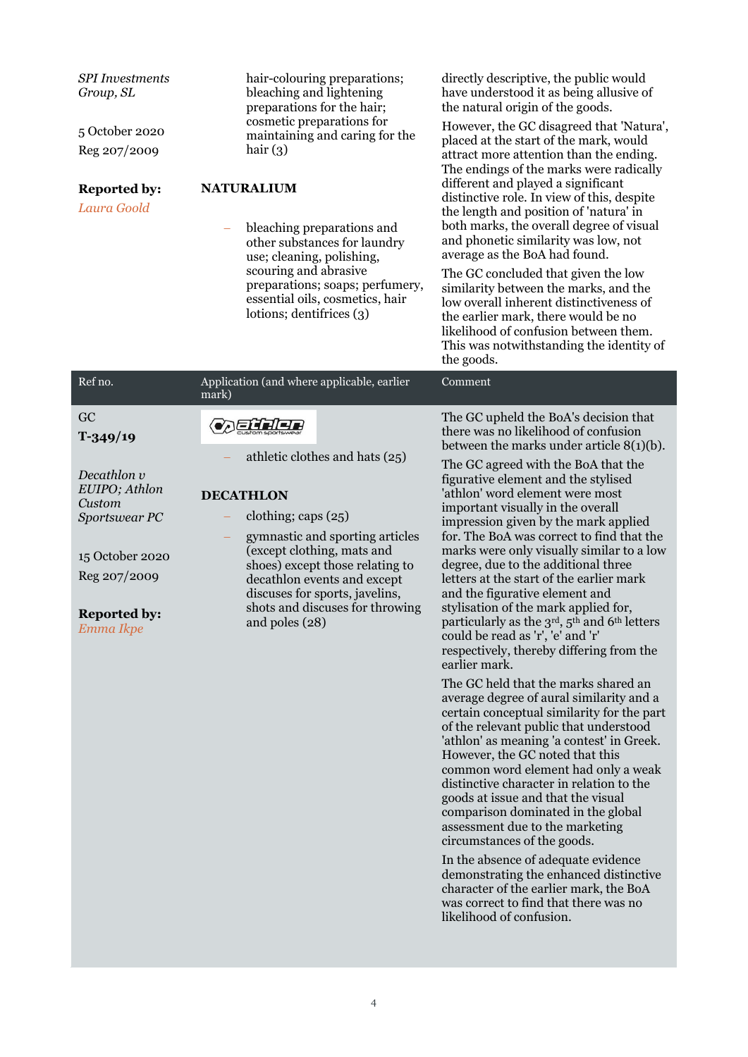| Ref no. | Application (and where applicable, earlier mark) | Comment |
|---|---|---|
| *SPI Investments Group, SL*<br><br>5 October 2020<br>Reg 207/2009<br><br>**Reported by:**<br>*Laura Goold* | hair-colouring preparations; bleaching and lightening preparations for the hair; cosmetic preparations for maintaining and caring for the hair (3)<br><br>**NATURALIUM**<br><br>– bleaching preparations and other substances for laundry use; cleaning, polishing, scouring and abrasive preparations; soaps; perfumery, essential oils, cosmetics, hair lotions; dentifrices (3) | directly descriptive, the public would have understood it as being allusive of the natural origin of the goods.<br><br>However, the GC disagreed that 'Natura', placed at the start of the mark, would attract more attention than the ending. The endings of the marks were radically different and played a significant distinctive role. In view of this, despite the length and position of 'natura' in both marks, the overall degree of visual and phonetic similarity was low, not average as the BoA had found.<br><br>The GC concluded that given the low similarity between the marks, and the low overall inherent distinctiveness of the earlier mark, there would be no likelihood of confusion between them. This was notwithstanding the identity of the goods. |
| GC<br>**T-349/19**<br><br>*Decathlon v EUIPO; Athlon Custom Sportswear PC*<br><br>15 October 2020<br>Reg 207/2009<br><br>**Reported by:**<br>*Emma Ikpe* | athlon custom sportswear<br><br>– athletic clothes and hats (25)<br><br>**DECATHLON**<br><br>– clothing; caps (25)<br>– gymnastic and sporting articles (except clothing, mats and shoes) except those relating to decathlon events and except discuses for sports, javelins, shots and discuses for throwing and poles (28) | The GC upheld the BoA's decision that there was no likelihood of confusion between the marks under article 8(1)(b).<br><br>The GC agreed with the BoA that the figurative element and the stylised 'athlon' word element were most important visually in the overall impression given by the mark applied for. The BoA was correct to find that the marks were only visually similar to a low degree, due to the additional three letters at the start of the earlier mark and the figurative element and stylisation of the mark applied for, particularly as the 3rd, 5th and 6th letters could be read as 'r', 'e' and 'r' respectively, thereby differing from the earlier mark.<br><br>The GC held that the marks shared an average degree of aural similarity and a certain conceptual similarity for the part of the relevant public that understood 'athlon' as meaning 'a contest' in Greek. However, the GC noted that this common word element had only a weak distinctive character in relation to the goods at issue and that the visual comparison dominated in the global assessment due to the marketing circumstances of the goods.<br><br>In the absence of adequate evidence demonstrating the enhanced distinctive character of the earlier mark, the BoA was correct to find that there was no likelihood of confusion. |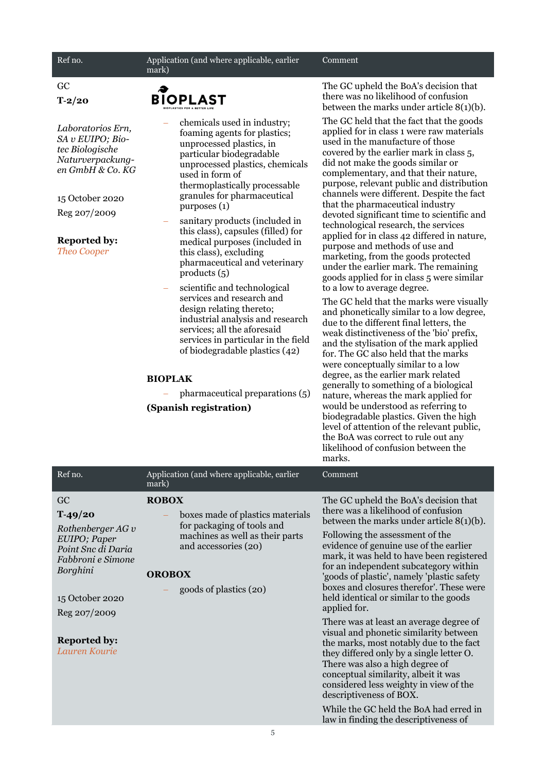| Ref no. | Application (and where applicable, earlier mark) | Comment |
|---|---|---|
| GC<br>**T-2/20**<br>*Laboratorios Ern, SA v EUIPO; Bio-tec Biologische Naturverpackungen GmbH & Co. KG*<br>15 October 2020<br>Reg 207/2009<br>**Reported by:** *Theo Cooper* | BIOPLAST (BIOPLASTICS FOR A BETTER LIFE)<br>– chemicals used in industry; foaming agents for plastics; unprocessed plastics, in particular biodegradable unprocessed plastics, chemicals used in form of thermoplastically processable granules for pharmaceutical purposes (1)<br>– sanitary products (included in this class), capsules (filled) for medical purposes (included in this class), excluding pharmaceutical and veterinary products (5)<br>– scientific and technological services and research and design relating thereto; industrial analysis and research services; all the aforesaid services in particular in the field of biodegradable plastics (42)<br>**BIOPLAK**<br>– pharmaceutical preparations (5)<br>**(Spanish registration)** | The GC upheld the BoA's decision that there was no likelihood of confusion between the marks under article 8(1)(b).<br>The GC held that the fact that the goods applied for in class 1 were raw materials used in the manufacture of those covered by the earlier mark in class 5, did not make the goods similar or complementary, and that their nature, purpose, relevant public and distribution channels were different. Despite the fact that the pharmaceutical industry devoted significant time to scientific and technological research, the services applied for in class 42 differed in nature, purpose and methods of use and marketing, from the goods protected under the earlier mark. The remaining goods applied for in class 5 were similar to a low to average degree.<br>The GC held that the marks were visually and phonetically similar to a low degree, due to the different final letters, the weak distinctiveness of the 'bio' prefix, and the stylisation of the mark applied for. The GC also held that the marks were conceptually similar to a low degree, as the earlier mark related generally to something of a biological nature, whereas the mark applied for would be understood as referring to biodegradable plastics. Given the high level of attention of the relevant public, the BoA was correct to rule out any likelihood of confusion between the marks. |

| Ref no. | Application (and where applicable, earlier mark) | Comment |
|---|---|---|
| GC<br>**T-49/20**<br>*Rothenberger AG v EUIPO; Paper Point Snc di Daria Fabbroni e Simone Borghini*<br>15 October 2020<br>Reg 207/2009<br>**Reported by:** *Lauren Kourie* | **ROBOX**<br>– boxes made of plastics materials for packaging of tools and machines as well as their parts and accessories (20)<br>**OROBOX**<br>– goods of plastics (20) | The GC upheld the BoA's decision that there was a likelihood of confusion between the marks under article 8(1)(b).<br>Following the assessment of the evidence of genuine use of the earlier mark, it was held to have been registered for an independent subcategory within 'goods of plastic', namely 'plastic safety boxes and closures therefor'. These were held identical or similar to the goods applied for.<br>There was at least an average degree of visual and phonetic similarity between the marks, most notably due to the fact they differed only by a single letter O. There was also a high degree of conceptual similarity, albeit it was considered less weighty in view of the descriptiveness of BOX.<br>While the GC held the BoA had erred in law in finding the descriptiveness of |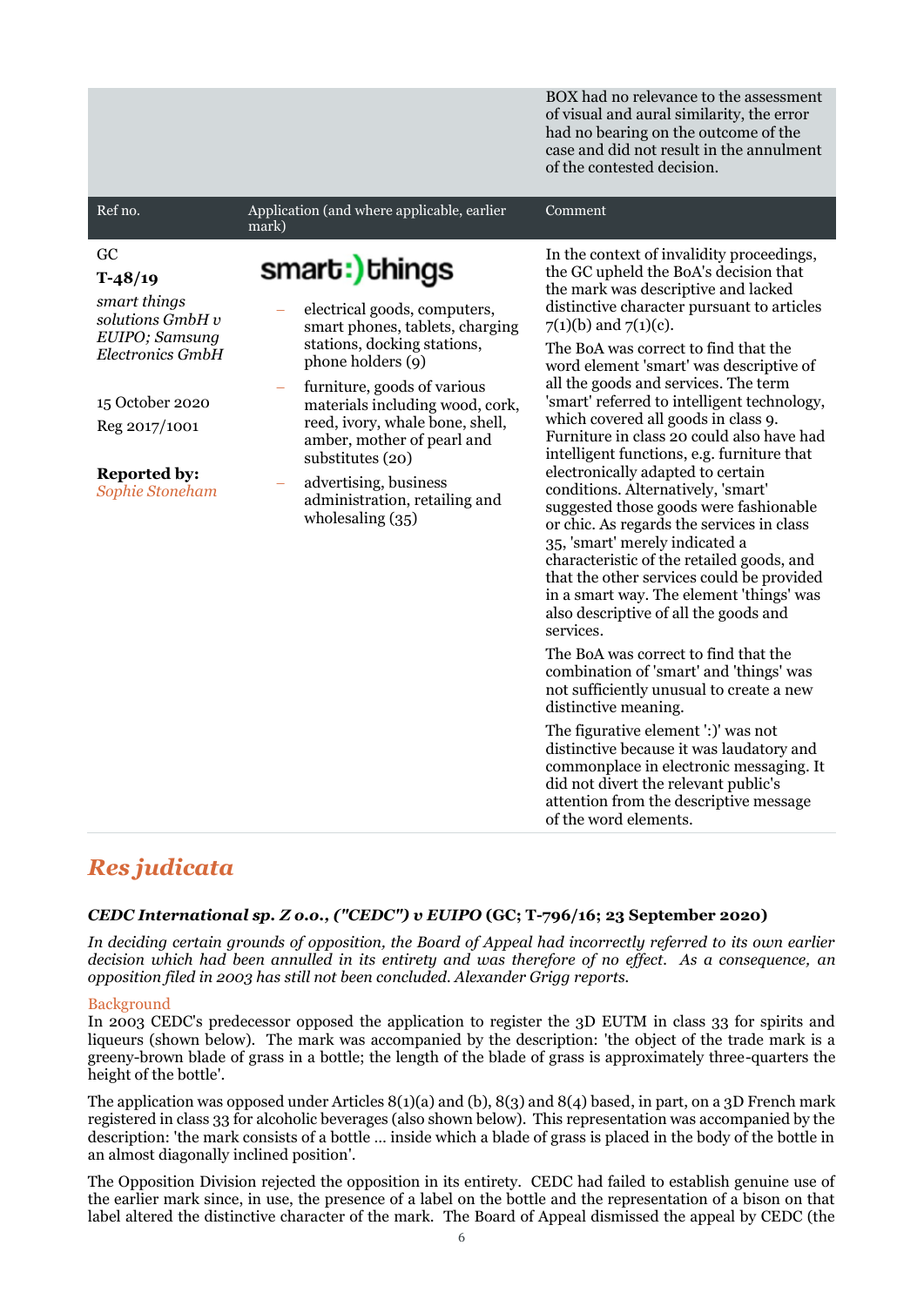| | | BOX had no relevance to the assessment of visual and aural similarity, the error had no bearing on the outcome of the case and did not result in the annulment of the contested decision. |
|---|---|---|
| **Ref no.** | **Application (and where applicable, earlier mark)** | **Comment** |
| GC<br>**T-48/19**<br>*smart things solutions GmbH v EUIPO; Samsung Electronics GmbH*<br><br>15 October 2020<br>Reg 2017/1001<br><br>**Reported by:** *Sophie Stoneham* | smart:)things<br><br>– electrical goods, computers, smart phones, tablets, charging stations, docking stations, phone holders (9)<br>– furniture, goods of various materials including wood, cork, reed, ivory, whale bone, shell, amber, mother of pearl and substitutes (20)<br>– advertising, business administration, retailing and wholesaling (35) | In the context of invalidity proceedings, the GC upheld the BoA's decision that the mark was descriptive and lacked distinctive character pursuant to articles 7(1)(b) and 7(1)(c).<br><br>The BoA was correct to find that the word element 'smart' was descriptive of all the goods and services. The term 'smart' referred to intelligent technology, which covered all goods in class 9. Furniture in class 20 could also have had intelligent functions, e.g. furniture that electronically adapted to certain conditions. Alternatively, 'smart' suggested those goods were fashionable or chic. As regards the services in class 35, 'smart' merely indicated a characteristic of the retailed goods, and that the other services could be provided in a smart way. The element 'things' was also descriptive of all the goods and services.<br><br>The BoA was correct to find that the combination of 'smart' and 'things' was not sufficiently unusual to create a new distinctive meaning.<br><br>The figurative element ':)' was not distinctive because it was laudatory and commonplace in electronic messaging. It did not divert the relevant public's attention from the descriptive message of the word elements. |

## *Res judicata*

***CEDC International sp. Z o.o., ("CEDC") v EUIPO*** **(GC; T-796/16; 23 September 2020)**

*In deciding certain grounds of opposition, the Board of Appeal had incorrectly referred to its own earlier decision which had been annulled in its entirety and was therefore of no effect. As a consequence, an opposition filed in 2003 has still not been concluded. Alexander Grigg reports.*

### Background

In 2003 CEDC's predecessor opposed the application to register the 3D EUTM in class 33 for spirits and liqueurs (shown below). The mark was accompanied by the description: 'the object of the trade mark is a greeny-brown blade of grass in a bottle; the length of the blade of grass is approximately three-quarters the height of the bottle'.

The application was opposed under Articles 8(1)(a) and (b), 8(3) and 8(4) based, in part, on a 3D French mark registered in class 33 for alcoholic beverages (also shown below). This representation was accompanied by the description: 'the mark consists of a bottle ... inside which a blade of grass is placed in the body of the bottle in an almost diagonally inclined position'.

The Opposition Division rejected the opposition in its entirety. CEDC had failed to establish genuine use of the earlier mark since, in use, the presence of a label on the bottle and the representation of a bison on that label altered the distinctive character of the mark. The Board of Appeal dismissed the appeal by CEDC (the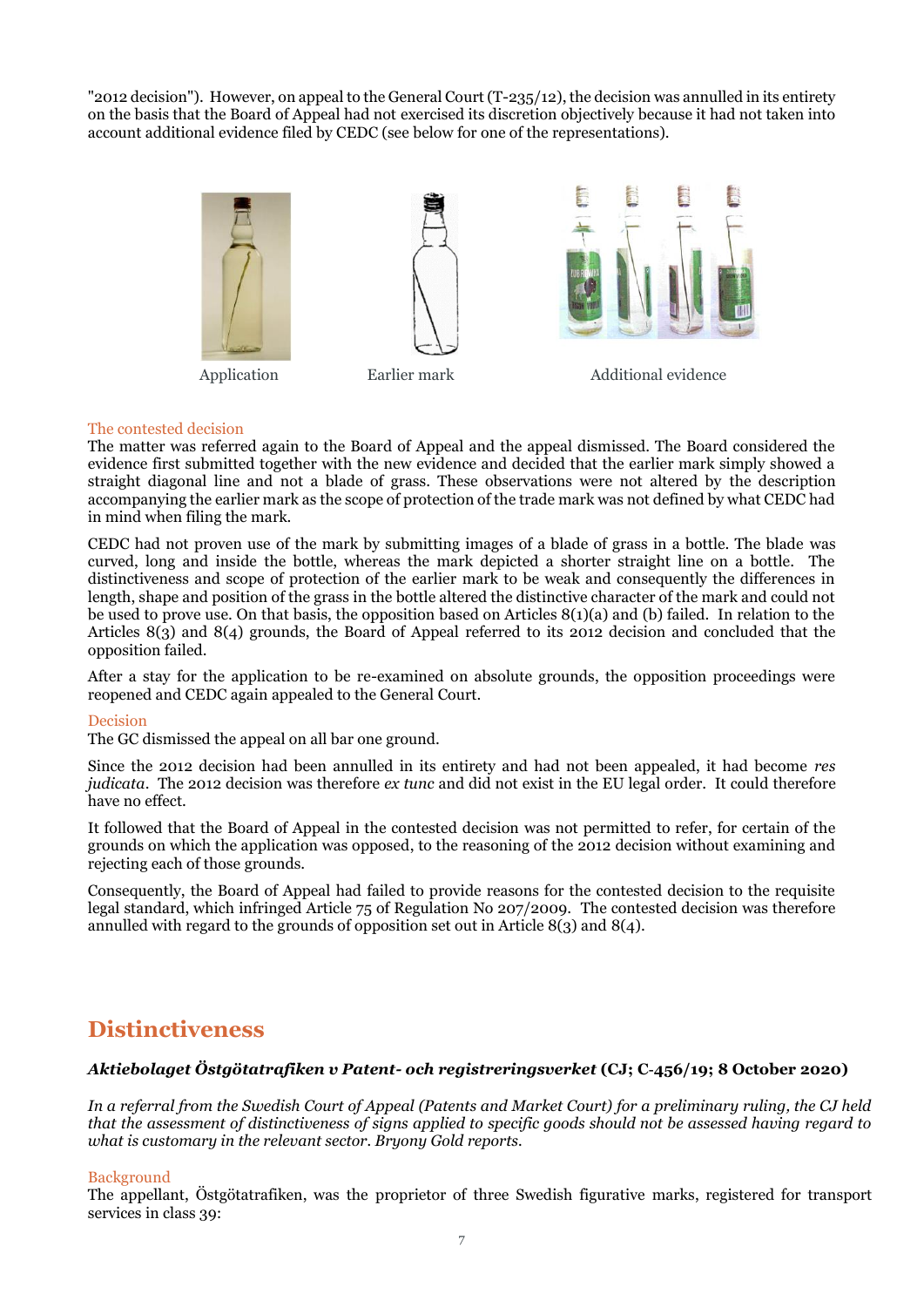"2012 decision"). However, on appeal to the General Court (T-235/12), the decision was annulled in its entirety on the basis that the Board of Appeal had not exercised its discretion objectively because it had not taken into account additional evidence filed by CEDC (see below for one of the representations).

Application

Earlier mark

Additional evidence

### The contested decision

The matter was referred again to the Board of Appeal and the appeal dismissed. The Board considered the evidence first submitted together with the new evidence and decided that the earlier mark simply showed a straight diagonal line and not a blade of grass. These observations were not altered by the description accompanying the earlier mark as the scope of protection of the trade mark was not defined by what CEDC had in mind when filing the mark.

CEDC had not proven use of the mark by submitting images of a blade of grass in a bottle. The blade was curved, long and inside the bottle, whereas the mark depicted a shorter straight line on a bottle. The distinctiveness and scope of protection of the earlier mark to be weak and consequently the differences in length, shape and position of the grass in the bottle altered the distinctive character of the mark and could not be used to prove use. On that basis, the opposition based on Articles 8(1)(a) and (b) failed. In relation to the Articles 8(3) and 8(4) grounds, the Board of Appeal referred to its 2012 decision and concluded that the opposition failed.

After a stay for the application to be re-examined on absolute grounds, the opposition proceedings were reopened and CEDC again appealed to the General Court.

### Decision

The GC dismissed the appeal on all bar one ground.

Since the 2012 decision had been annulled in its entirety and had not been appealed, it had become *res judicata*. The 2012 decision was therefore *ex tunc* and did not exist in the EU legal order. It could therefore have no effect.

It followed that the Board of Appeal in the contested decision was not permitted to refer, for certain of the grounds on which the application was opposed, to the reasoning of the 2012 decision without examining and rejecting each of those grounds.

Consequently, the Board of Appeal had failed to provide reasons for the contested decision to the requisite legal standard, which infringed Article 75 of Regulation No 207/2009. The contested decision was therefore annulled with regard to the grounds of opposition set out in Article 8(3) and 8(4).

## Distinctiveness

***Aktiebolaget Östgötatrafiken v Patent- och registreringsverket* (CJ; C-456/19; 8 October 2020)**

*In a referral from the Swedish Court of Appeal (Patents and Market Court) for a preliminary ruling, the CJ held that the assessment of distinctiveness of signs applied to specific goods should not be assessed having regard to what is customary in the relevant sector. Bryony Gold reports.*

### Background

The appellant, Östgötatrafiken, was the proprietor of three Swedish figurative marks, registered for transport services in class 39: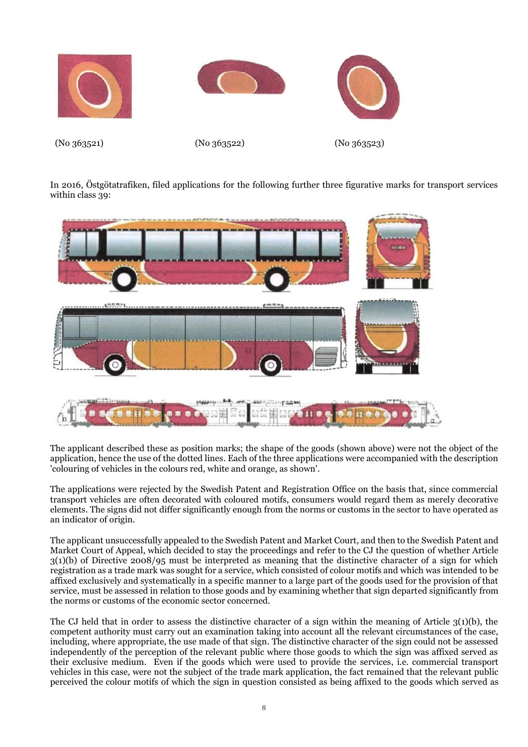(No 363521) (No 363522) (No 363523)

In 2016, Östgötatrafiken, filed applications for the following further three figurative marks for transport services within class 39:

The applicant described these as position marks; the shape of the goods (shown above) were not the object of the application, hence the use of the dotted lines. Each of the three applications were accompanied with the description 'colouring of vehicles in the colours red, white and orange, as shown'.

The applications were rejected by the Swedish Patent and Registration Office on the basis that, since commercial transport vehicles are often decorated with coloured motifs, consumers would regard them as merely decorative elements. The signs did not differ significantly enough from the norms or customs in the sector to have operated as an indicator of origin.

The applicant unsuccessfully appealed to the Swedish Patent and Market Court, and then to the Swedish Patent and Market Court of Appeal, which decided to stay the proceedings and refer to the CJ the question of whether Article 3(1)(b) of Directive 2008/95 must be interpreted as meaning that the distinctive character of a sign for which registration as a trade mark was sought for a service, which consisted of colour motifs and which was intended to be affixed exclusively and systematically in a specific manner to a large part of the goods used for the provision of that service, must be assessed in relation to those goods and by examining whether that sign departed significantly from the norms or customs of the economic sector concerned.

The CJ held that in order to assess the distinctive character of a sign within the meaning of Article 3(1)(b), the competent authority must carry out an examination taking into account all the relevant circumstances of the case, including, where appropriate, the use made of that sign. The distinctive character of the sign could not be assessed independently of the perception of the relevant public where those goods to which the sign was affixed served as their exclusive medium. Even if the goods which were used to provide the services, i.e. commercial transport vehicles in this case, were not the subject of the trade mark application, the fact remained that the relevant public perceived the colour motifs of which the sign in question consisted as being affixed to the goods which served as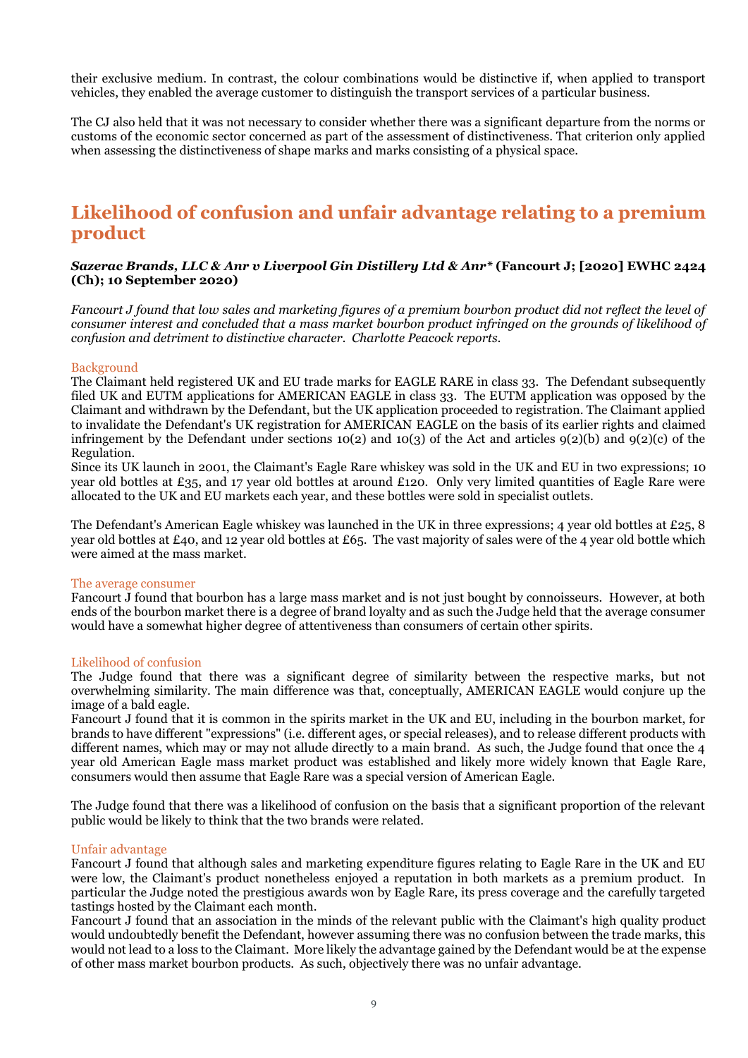their exclusive medium. In contrast, the colour combinations would be distinctive if, when applied to transport vehicles, they enabled the average customer to distinguish the transport services of a particular business.

The CJ also held that it was not necessary to consider whether there was a significant departure from the norms or customs of the economic sector concerned as part of the assessment of distinctiveness. That criterion only applied when assessing the distinctiveness of shape marks and marks consisting of a physical space.

## Likelihood of confusion and unfair advantage relating to a premium product

***Sazerac Brands, LLC & Anr v Liverpool Gin Distillery Ltd & Anr\**** **(Fancourt J; [2020] EWHC 2424 (Ch); 10 September 2020)**

*Fancourt J found that low sales and marketing figures of a premium bourbon product did not reflect the level of consumer interest and concluded that a mass market bourbon product infringed on the grounds of likelihood of confusion and detriment to distinctive character. Charlotte Peacock reports.*

### Background

The Claimant held registered UK and EU trade marks for EAGLE RARE in class 33. The Defendant subsequently filed UK and EUTM applications for AMERICAN EAGLE in class 33. The EUTM application was opposed by the Claimant and withdrawn by the Defendant, but the UK application proceeded to registration. The Claimant applied to invalidate the Defendant's UK registration for AMERICAN EAGLE on the basis of its earlier rights and claimed infringement by the Defendant under sections 10(2) and 10(3) of the Act and articles 9(2)(b) and 9(2)(c) of the Regulation.

Since its UK launch in 2001, the Claimant's Eagle Rare whiskey was sold in the UK and EU in two expressions; 10 year old bottles at £35, and 17 year old bottles at around £120. Only very limited quantities of Eagle Rare were allocated to the UK and EU markets each year, and these bottles were sold in specialist outlets.

The Defendant's American Eagle whiskey was launched in the UK in three expressions; 4 year old bottles at £25, 8 year old bottles at £40, and 12 year old bottles at £65. The vast majority of sales were of the 4 year old bottle which were aimed at the mass market.

### The average consumer

Fancourt J found that bourbon has a large mass market and is not just bought by connoisseurs. However, at both ends of the bourbon market there is a degree of brand loyalty and as such the Judge held that the average consumer would have a somewhat higher degree of attentiveness than consumers of certain other spirits.

### Likelihood of confusion

The Judge found that there was a significant degree of similarity between the respective marks, but not overwhelming similarity. The main difference was that, conceptually, AMERICAN EAGLE would conjure up the image of a bald eagle.

Fancourt J found that it is common in the spirits market in the UK and EU, including in the bourbon market, for brands to have different "expressions" (i.e. different ages, or special releases), and to release different products with different names, which may or may not allude directly to a main brand. As such, the Judge found that once the 4 year old American Eagle mass market product was established and likely more widely known that Eagle Rare, consumers would then assume that Eagle Rare was a special version of American Eagle.

The Judge found that there was a likelihood of confusion on the basis that a significant proportion of the relevant public would be likely to think that the two brands were related.

### Unfair advantage

Fancourt J found that although sales and marketing expenditure figures relating to Eagle Rare in the UK and EU were low, the Claimant's product nonetheless enjoyed a reputation in both markets as a premium product. In particular the Judge noted the prestigious awards won by Eagle Rare, its press coverage and the carefully targeted tastings hosted by the Claimant each month.

Fancourt J found that an association in the minds of the relevant public with the Claimant's high quality product would undoubtedly benefit the Defendant, however assuming there was no confusion between the trade marks, this would not lead to a loss to the Claimant. More likely the advantage gained by the Defendant would be at the expense of other mass market bourbon products. As such, objectively there was no unfair advantage.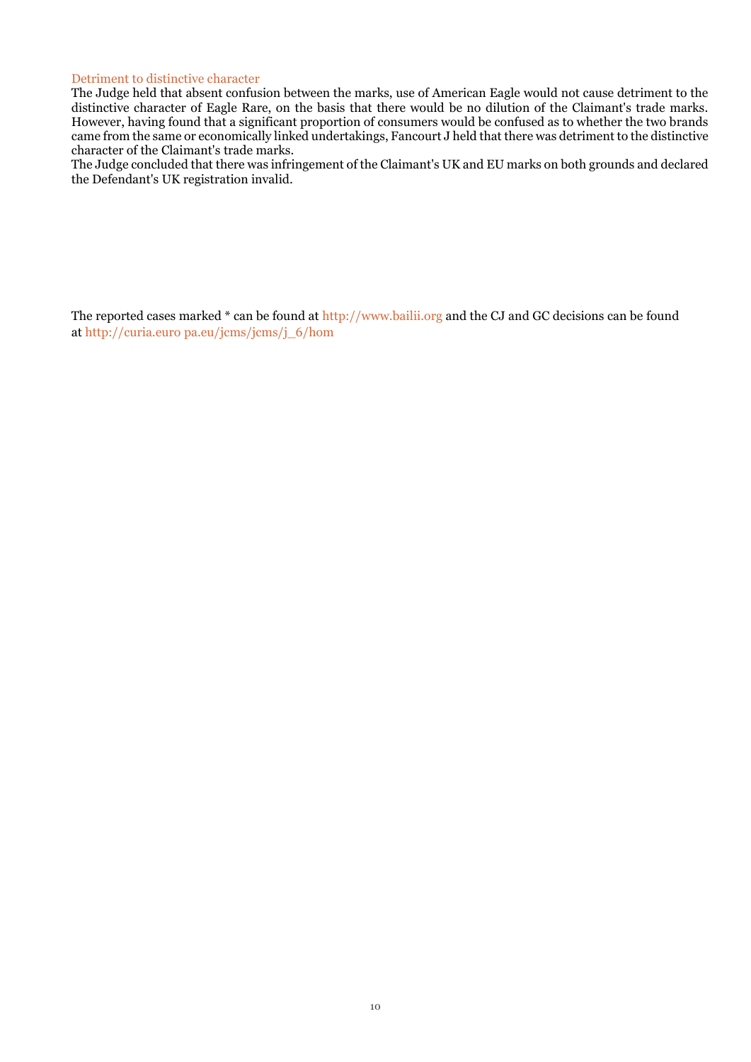### Detriment to distinctive character

The Judge held that absent confusion between the marks, use of American Eagle would not cause detriment to the distinctive character of Eagle Rare, on the basis that there would be no dilution of the Claimant's trade marks. However, having found that a significant proportion of consumers would be confused as to whether the two brands came from the same or economically linked undertakings, Fancourt J held that there was detriment to the distinctive character of the Claimant's trade marks.

The Judge concluded that there was infringement of the Claimant's UK and EU marks on both grounds and declared the Defendant's UK registration invalid.

The reported cases marked * can be found at http://www.bailii.org and the CJ and GC decisions can be found at http://curia.euro pa.eu/jcms/jcms/j_6/hom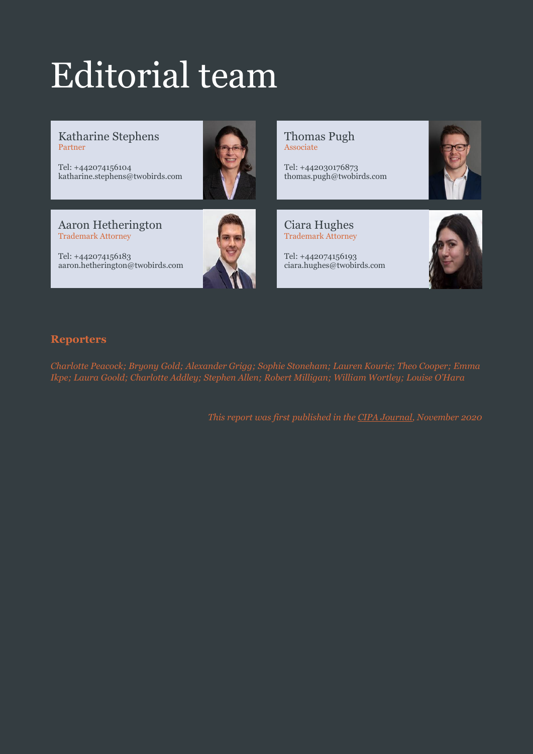# Editorial team

**Katharine Stephens**
Partner

Tel: +442074156104
katharine.stephens@twobirds.com

**Thomas Pugh**
Associate

Tel: +442030176873
thomas.pugh@twobirds.com

**Aaron Hetherington**
Trademark Attorney

Tel: +442074156183
aaron.hetherington@twobirds.com

**Ciara Hughes**
Trademark Attorney

Tel: +442074156193
ciara.hughes@twobirds.com

## Reporters

*Charlotte Peacock; Bryony Gold; Alexander Grigg; Sophie Stoneham; Lauren Kourie; Theo Cooper; Emma Ikpe; Laura Goold; Charlotte Addley; Stephen Allen; Robert Milligan; William Wortley; Louise O'Hara*

*This report was first published in the CIPA Journal, November 2020*